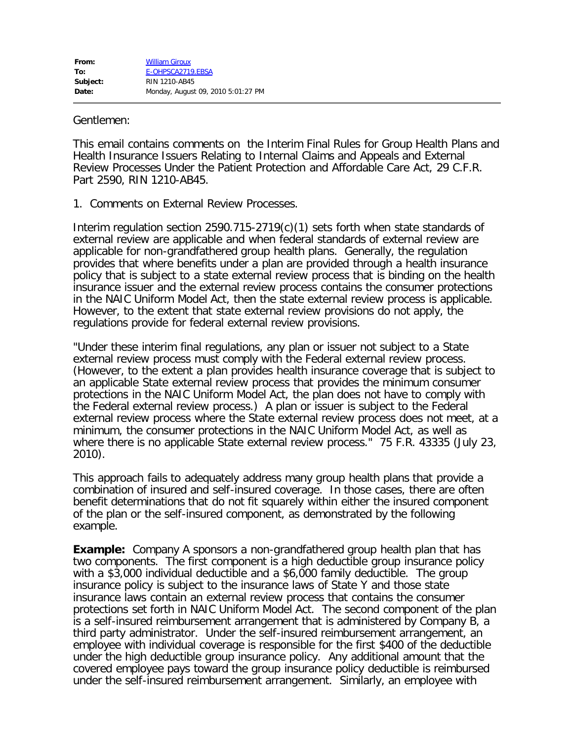| | |
|---|---|
| **From:** | William Giroux |
| **To:** | E-OHPSCA2719.EBSA |
| **Subject:** | RIN 1210-AB45 |
| **Date:** | Monday, August 09, 2010 5:01:27 PM |

Gentlemen:

This email contains comments on the Interim Final Rules for Group Health Plans and Health Insurance Issuers Relating to Internal Claims and Appeals and External Review Processes Under the Patient Protection and Affordable Care Act, 29 C.F.R. Part 2590, RIN 1210-AB45.

1. Comments on External Review Processes.

Interim regulation section 2590.715-2719(c)(1) sets forth when state standards of external review are applicable and when federal standards of external review are applicable for non-grandfathered group health plans. Generally, the regulation provides that where benefits under a plan are provided through a health insurance policy that is subject to a state external review process that is binding on the health insurance issuer and the external review process contains the consumer protections in the NAIC Uniform Model Act, then the state external review process is applicable. However, to the extent that state external review provisions do not apply, the regulations provide for federal external review provisions.

"Under these interim final regulations, any plan or issuer not subject to a State external review process must comply with the Federal external review process. (However, to the extent a plan provides health insurance coverage that is subject to an applicable State external review process that provides the minimum consumer protections in the NAIC Uniform Model Act, the plan does not have to comply with the Federal external review process.) A plan or issuer is subject to the Federal external review process where the State external review process does not meet, at a minimum, the consumer protections in the NAIC Uniform Model Act, as well as where there is no applicable State external review process." 75 F.R. 43335 (July 23, 2010).

This approach fails to adequately address many group health plans that provide a combination of insured and self-insured coverage. In those cases, there are often benefit determinations that do not fit squarely within either the insured component of the plan or the self-insured component, as demonstrated by the following example.

**Example:** Company A sponsors a non-grandfathered group health plan that has two components. The first component is a high deductible group insurance policy with a $3,000 individual deductible and a $6,000 family deductible. The group insurance policy is subject to the insurance laws of State Y and those state insurance laws contain an external review process that contains the consumer protections set forth in NAIC Uniform Model Act. The second component of the plan is a self-insured reimbursement arrangement that is administered by Company B, a third party administrator. Under the self-insured reimbursement arrangement, an employee with individual coverage is responsible for the first $400 of the deductible under the high deductible group insurance policy. Any additional amount that the covered employee pays toward the group insurance policy deductible is reimbursed under the self-insured reimbursement arrangement. Similarly, an employee with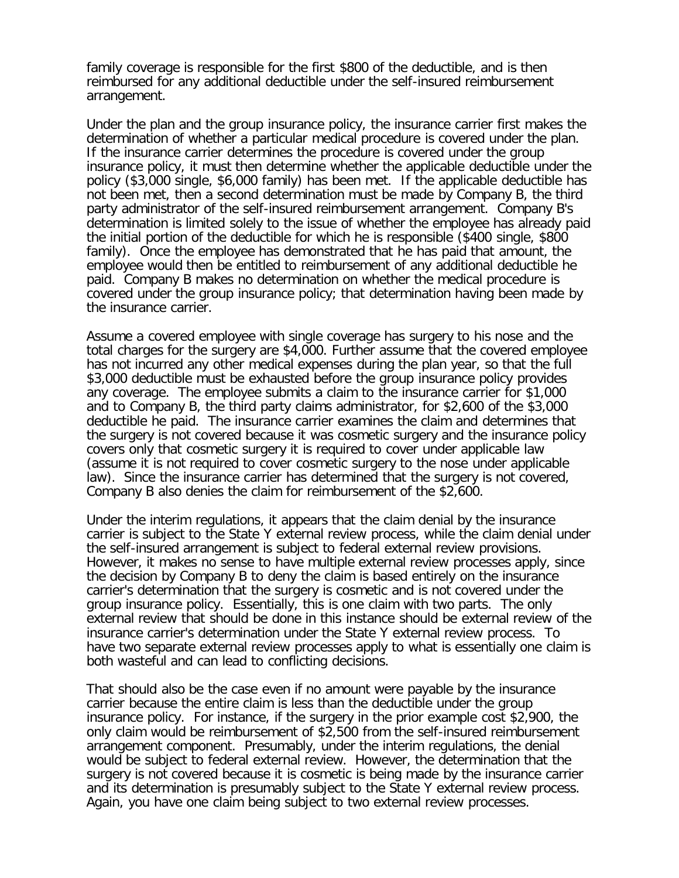family coverage is responsible for the first $800 of the deductible, and is then reimbursed for any additional deductible under the self-insured reimbursement arrangement.

Under the plan and the group insurance policy, the insurance carrier first makes the determination of whether a particular medical procedure is covered under the plan. If the insurance carrier determines the procedure is covered under the group insurance policy, it must then determine whether the applicable deductible under the policy ($3,000 single, $6,000 family) has been met. If the applicable deductible has not been met, then a second determination must be made by Company B, the third party administrator of the self-insured reimbursement arrangement. Company B's determination is limited solely to the issue of whether the employee has already paid the initial portion of the deductible for which he is responsible ($400 single, $800 family). Once the employee has demonstrated that he has paid that amount, the employee would then be entitled to reimbursement of any additional deductible he paid. Company B makes no determination on whether the medical procedure is covered under the group insurance policy; that determination having been made by the insurance carrier.

Assume a covered employee with single coverage has surgery to his nose and the total charges for the surgery are $4,000. Further assume that the covered employee has not incurred any other medical expenses during the plan year, so that the full $3,000 deductible must be exhausted before the group insurance policy provides any coverage. The employee submits a claim to the insurance carrier for $1,000 and to Company B, the third party claims administrator, for $2,600 of the $3,000 deductible he paid. The insurance carrier examines the claim and determines that the surgery is not covered because it was cosmetic surgery and the insurance policy covers only that cosmetic surgery it is required to cover under applicable law (assume it is not required to cover cosmetic surgery to the nose under applicable law). Since the insurance carrier has determined that the surgery is not covered, Company B also denies the claim for reimbursement of the $2,600.

Under the interim regulations, it appears that the claim denial by the insurance carrier is subject to the State Y external review process, while the claim denial under the self-insured arrangement is subject to federal external review provisions. However, it makes no sense to have multiple external review processes apply, since the decision by Company B to deny the claim is based entirely on the insurance carrier's determination that the surgery is cosmetic and is not covered under the group insurance policy. Essentially, this is one claim with two parts. The only external review that should be done in this instance should be external review of the insurance carrier's determination under the State Y external review process. To have two separate external review processes apply to what is essentially one claim is both wasteful and can lead to conflicting decisions.

That should also be the case even if no amount were payable by the insurance carrier because the entire claim is less than the deductible under the group insurance policy. For instance, if the surgery in the prior example cost $2,900, the only claim would be reimbursement of $2,500 from the self-insured reimbursement arrangement component. Presumably, under the interim regulations, the denial would be subject to federal external review. However, the determination that the surgery is not covered because it is cosmetic is being made by the insurance carrier and its determination is presumably subject to the State Y external review process. Again, you have one claim being subject to two external review processes.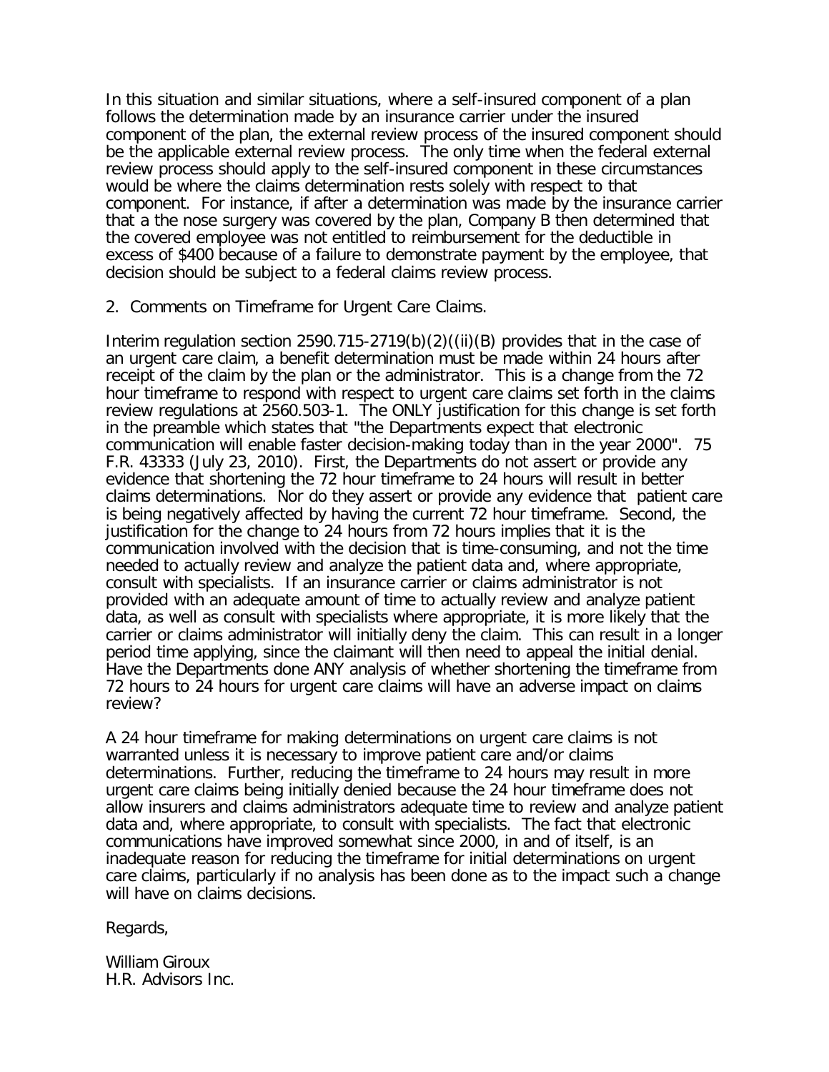In this situation and similar situations, where a self-insured component of a plan follows the determination made by an insurance carrier under the insured component of the plan, the external review process of the insured component should be the applicable external review process. The only time when the federal external review process should apply to the self-insured component in these circumstances would be where the claims determination rests solely with respect to that component. For instance, if after a determination was made by the insurance carrier that a the nose surgery was covered by the plan, Company B then determined that the covered employee was not entitled to reimbursement for the deductible in excess of $400 because of a failure to demonstrate payment by the employee, that decision should be subject to a federal claims review process.

2. Comments on Timeframe for Urgent Care Claims.

Interim regulation section 2590.715-2719(b)(2)((ii)(B) provides that in the case of an urgent care claim, a benefit determination must be made within 24 hours after receipt of the claim by the plan or the administrator. This is a change from the 72 hour timeframe to respond with respect to urgent care claims set forth in the claims review regulations at 2560.503-1. The ONLY justification for this change is set forth in the preamble which states that "the Departments expect that electronic communication will enable faster decision-making today than in the year 2000". 75 F.R. 43333 (July 23, 2010). First, the Departments do not assert or provide any evidence that shortening the 72 hour timeframe to 24 hours will result in better claims determinations. Nor do they assert or provide any evidence that patient care is being negatively affected by having the current 72 hour timeframe. Second, the justification for the change to 24 hours from 72 hours implies that it is the communication involved with the decision that is time-consuming, and not the time needed to actually review and analyze the patient data and, where appropriate, consult with specialists. If an insurance carrier or claims administrator is not provided with an adequate amount of time to actually review and analyze patient data, as well as consult with specialists where appropriate, it is more likely that the carrier or claims administrator will initially deny the claim. This can result in a longer period time applying, since the claimant will then need to appeal the initial denial. Have the Departments done ANY analysis of whether shortening the timeframe from 72 hours to 24 hours for urgent care claims will have an adverse impact on claims review?

A 24 hour timeframe for making determinations on urgent care claims is not warranted unless it is necessary to improve patient care and/or claims determinations. Further, reducing the timeframe to 24 hours may result in more urgent care claims being initially denied because the 24 hour timeframe does not allow insurers and claims administrators adequate time to review and analyze patient data and, where appropriate, to consult with specialists. The fact that electronic communications have improved somewhat since 2000, in and of itself, is an inadequate reason for reducing the timeframe for initial determinations on urgent care claims, particularly if no analysis has been done as to the impact such a change will have on claims decisions.

Regards,

William Giroux
H.R. Advisors Inc.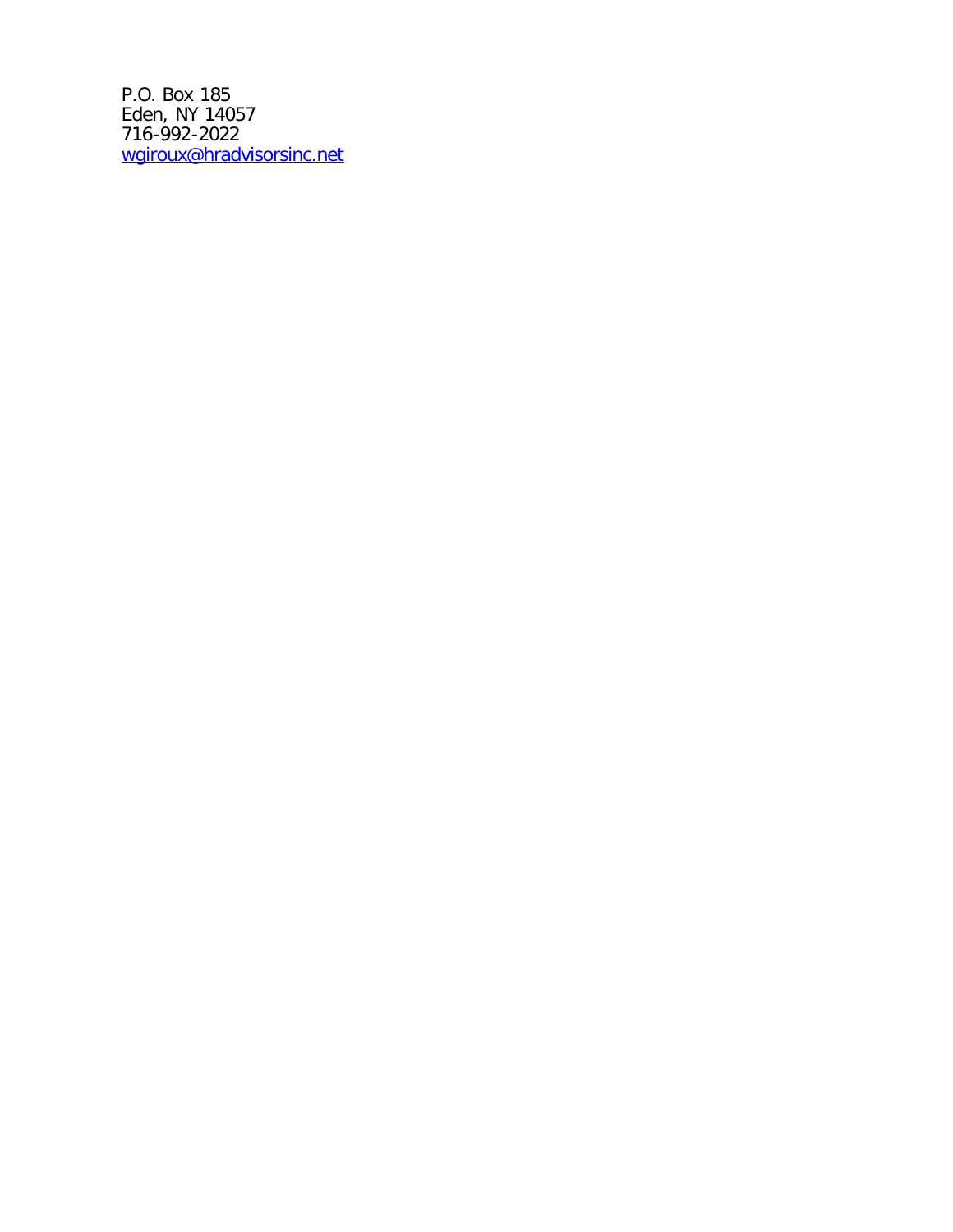P.O. Box 185
Eden, NY 14057
716-992-2022
[wgiroux@hradvisorsinc.net](mailto:wgiroux@hradvisorsinc.net)